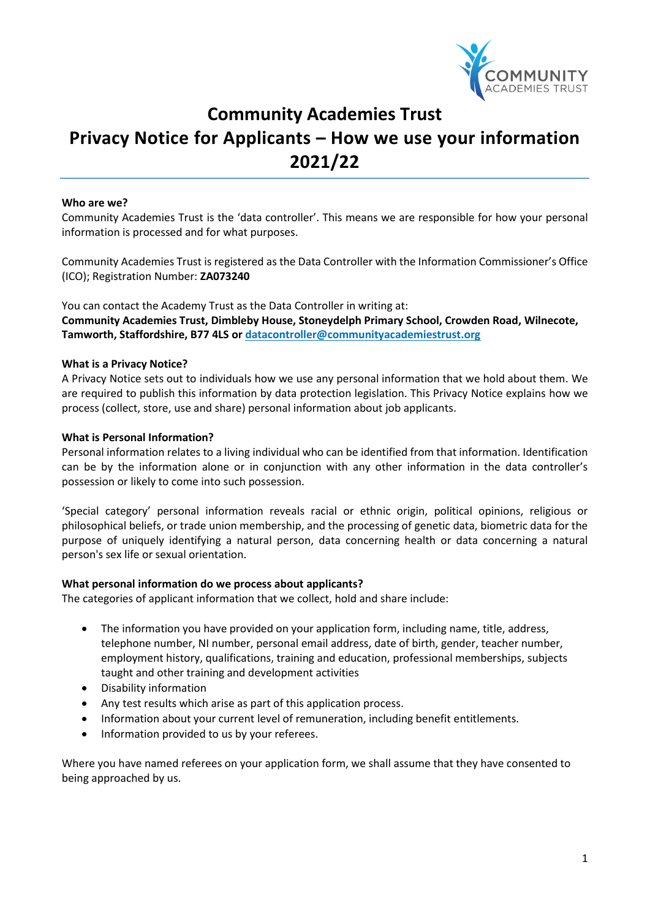# Community Academies Trust
# Privacy Notice for Applicants – How we use your information 2021/22

**Who are we?**

Community Academies Trust is the 'data controller'. This means we are responsible for how your personal information is processed and for what purposes.

Community Academies Trust is registered as the Data Controller with the Information Commissioner's Office (ICO); Registration Number: **ZA073240**

You can contact the Academy Trust as the Data Controller in writing at:
**Community Academies Trust, Dimbleby House, Stoneydelph Primary School, Crowden Road, Wilnecote, Tamworth, Staffordshire, B77 4LS or datacontroller@communityacademiestrust.org**

**What is a Privacy Notice?**

A Privacy Notice sets out to individuals how we use any personal information that we hold about them. We are required to publish this information by data protection legislation. This Privacy Notice explains how we process (collect, store, use and share) personal information about job applicants.

**What is Personal Information?**

Personal information relates to a living individual who can be identified from that information. Identification can be by the information alone or in conjunction with any other information in the data controller's possession or likely to come into such possession.

'Special category' personal information reveals racial or ethnic origin, political opinions, religious or philosophical beliefs, or trade union membership, and the processing of genetic data, biometric data for the purpose of uniquely identifying a natural person, data concerning health or data concerning a natural person's sex life or sexual orientation.

**What personal information do we process about applicants?**

The categories of applicant information that we collect, hold and share include:

- The information you have provided on your application form, including name, title, address, telephone number, NI number, personal email address, date of birth, gender, teacher number, employment history, qualifications, training and education, professional memberships, subjects taught and other training and development activities
- Disability information
- Any test results which arise as part of this application process.
- Information about your current level of remuneration, including benefit entitlements.
- Information provided to us by your referees.

Where you have named referees on your application form, we shall assume that they have consented to being approached by us.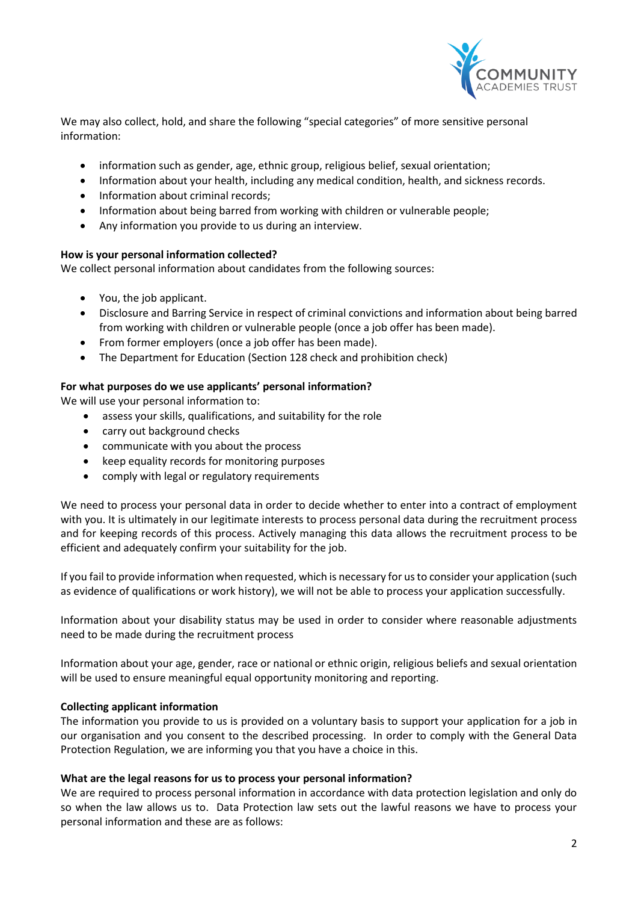We may also collect, hold, and share the following "special categories" of more sensitive personal information:

- information such as gender, age, ethnic group, religious belief, sexual orientation;
- Information about your health, including any medical condition, health, and sickness records.
- Information about criminal records;
- Information about being barred from working with children or vulnerable people;
- Any information you provide to us during an interview.

**How is your personal information collected?**
We collect personal information about candidates from the following sources:

- You, the job applicant.
- Disclosure and Barring Service in respect of criminal convictions and information about being barred from working with children or vulnerable people (once a job offer has been made).
- From former employers (once a job offer has been made).
- The Department for Education (Section 128 check and prohibition check)

**For what purposes do we use applicants' personal information?**
We will use your personal information to:

- assess your skills, qualifications, and suitability for the role
- carry out background checks
- communicate with you about the process
- keep equality records for monitoring purposes
- comply with legal or regulatory requirements

We need to process your personal data in order to decide whether to enter into a contract of employment with you. It is ultimately in our legitimate interests to process personal data during the recruitment process and for keeping records of this process. Actively managing this data allows the recruitment process to be efficient and adequately confirm your suitability for the job.

If you fail to provide information when requested, which is necessary for us to consider your application (such as evidence of qualifications or work history), we will not be able to process your application successfully.

Information about your disability status may be used in order to consider where reasonable adjustments need to be made during the recruitment process

Information about your age, gender, race or national or ethnic origin, religious beliefs and sexual orientation will be used to ensure meaningful equal opportunity monitoring and reporting.

**Collecting applicant information**
The information you provide to us is provided on a voluntary basis to support your application for a job in our organisation and you consent to the described processing. In order to comply with the General Data Protection Regulation, we are informing you that you have a choice in this.

**What are the legal reasons for us to process your personal information?**
We are required to process personal information in accordance with data protection legislation and only do so when the law allows us to. Data Protection law sets out the lawful reasons we have to process your personal information and these are as follows: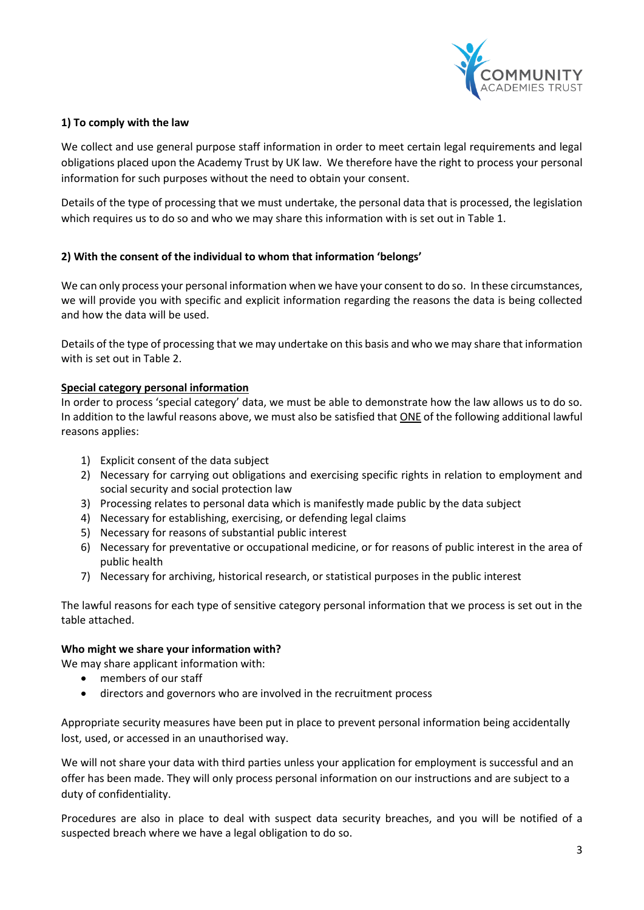**1) To comply with the law**

We collect and use general purpose staff information in order to meet certain legal requirements and legal obligations placed upon the Academy Trust by UK law. We therefore have the right to process your personal information for such purposes without the need to obtain your consent.

Details of the type of processing that we must undertake, the personal data that is processed, the legislation which requires us to do so and who we may share this information with is set out in Table 1.

**2) With the consent of the individual to whom that information 'belongs'**

We can only process your personal information when we have your consent to do so. In these circumstances, we will provide you with specific and explicit information regarding the reasons the data is being collected and how the data will be used.

Details of the type of processing that we may undertake on this basis and who we may share that information with is set out in Table 2.

**Special category personal information**

In order to process 'special category' data, we must be able to demonstrate how the law allows us to do so. In addition to the lawful reasons above, we must also be satisfied that ONE of the following additional lawful reasons applies:

1) Explicit consent of the data subject
2) Necessary for carrying out obligations and exercising specific rights in relation to employment and social security and social protection law
3) Processing relates to personal data which is manifestly made public by the data subject
4) Necessary for establishing, exercising, or defending legal claims
5) Necessary for reasons of substantial public interest
6) Necessary for preventative or occupational medicine, or for reasons of public interest in the area of public health
7) Necessary for archiving, historical research, or statistical purposes in the public interest

The lawful reasons for each type of sensitive category personal information that we process is set out in the table attached.

**Who might we share your information with?**

We may share applicant information with:

- members of our staff
- directors and governors who are involved in the recruitment process

Appropriate security measures have been put in place to prevent personal information being accidentally lost, used, or accessed in an unauthorised way.

We will not share your data with third parties unless your application for employment is successful and an offer has been made. They will only process personal information on our instructions and are subject to a duty of confidentiality.

Procedures are also in place to deal with suspect data security breaches, and you will be notified of a suspected breach where we have a legal obligation to do so.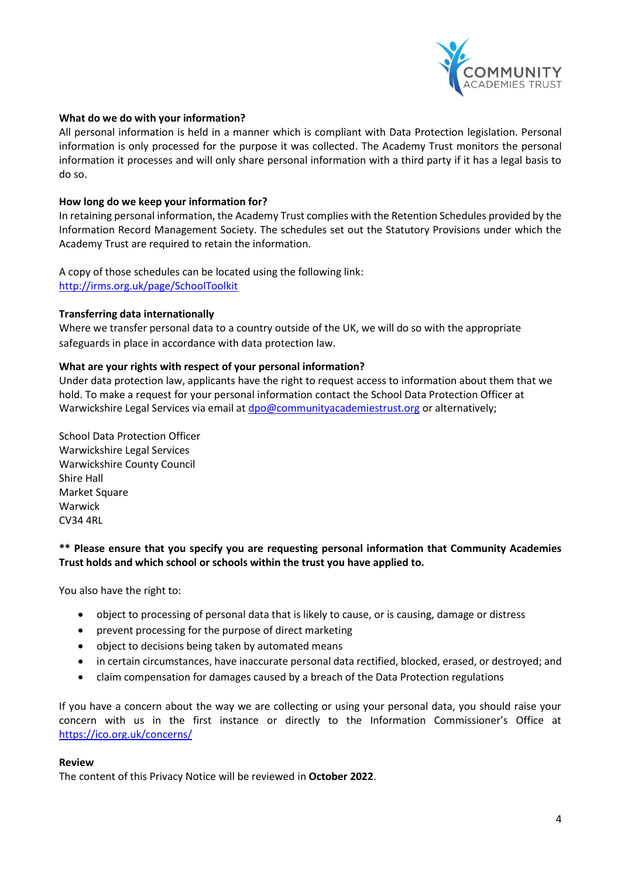**What do we do with your information?**

All personal information is held in a manner which is compliant with Data Protection legislation. Personal information is only processed for the purpose it was collected. The Academy Trust monitors the personal information it processes and will only share personal information with a third party if it has a legal basis to do so.

**How long do we keep your information for?**

In retaining personal information, the Academy Trust complies with the Retention Schedules provided by the Information Record Management Society. The schedules set out the Statutory Provisions under which the Academy Trust are required to retain the information.

A copy of those schedules can be located using the following link:
[http://irms.org.uk/page/SchoolToolkit](http://irms.org.uk/page/SchoolToolkit)

**Transferring data internationally**

Where we transfer personal data to a country outside of the UK, we will do so with the appropriate safeguards in place in accordance with data protection law.

**What are your rights with respect of your personal information?**

Under data protection law, applicants have the right to request access to information about them that we hold. To make a request for your personal information contact the School Data Protection Officer at Warwickshire Legal Services via email at [dpo@communityacademiestrust.org](mailto:dpo@communityacademiestrust.org) or alternatively;

School Data Protection Officer
Warwickshire Legal Services
Warwickshire County Council
Shire Hall
Market Square
Warwick
CV34 4RL

**\*\* Please ensure that you specify you are requesting personal information that Community Academies Trust holds and which school or schools within the trust you have applied to.**

You also have the right to:

- object to processing of personal data that is likely to cause, or is causing, damage or distress
- prevent processing for the purpose of direct marketing
- object to decisions being taken by automated means
- in certain circumstances, have inaccurate personal data rectified, blocked, erased, or destroyed; and
- claim compensation for damages caused by a breach of the Data Protection regulations

If you have a concern about the way we are collecting or using your personal data, you should raise your concern with us in the first instance or directly to the Information Commissioner's Office at [https://ico.org.uk/concerns/](https://ico.org.uk/concerns/)

**Review**

The content of this Privacy Notice will be reviewed in **October 2022**.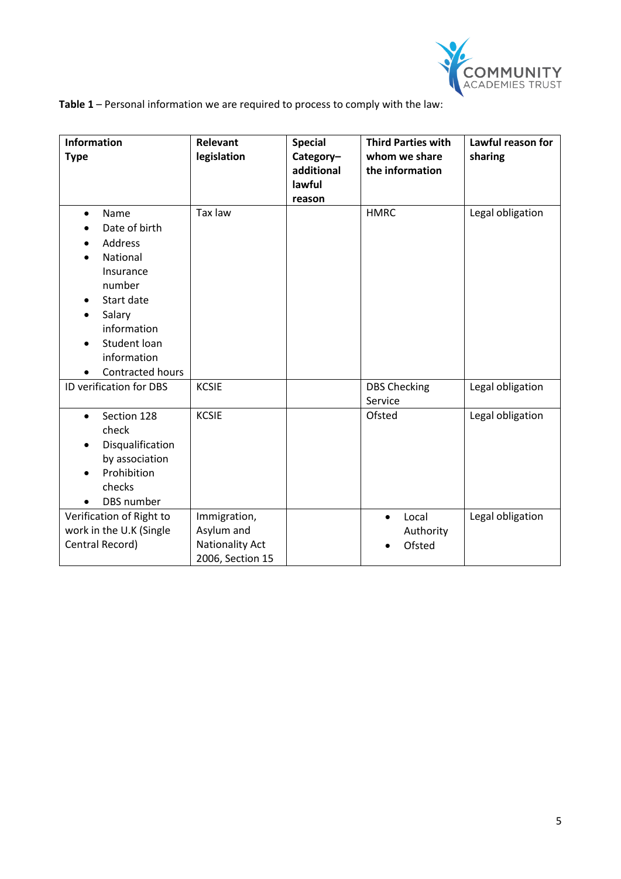**Table 1** – Personal information we are required to process to comply with the law:

| Information Type | Relevant legislation | Special Category– additional lawful reason | Third Parties with whom we share the information | Lawful reason for sharing |
|---|---|---|---|---|
| • Name<br>• Date of birth<br>• Address<br>• National Insurance number<br>• Start date<br>• Salary information<br>• Student loan information<br>• Contracted hours | Tax law | | HMRC | Legal obligation |
| ID verification for DBS | KCSIE | | DBS Checking Service | Legal obligation |
| • Section 128 check<br>• Disqualification by association<br>• Prohibition checks<br>• DBS number | KCSIE | | Ofsted | Legal obligation |
| Verification of Right to work in the U.K (Single Central Record) | Immigration, Asylum and Nationality Act 2006, Section 15 | | • Local Authority<br>• Ofsted | Legal obligation |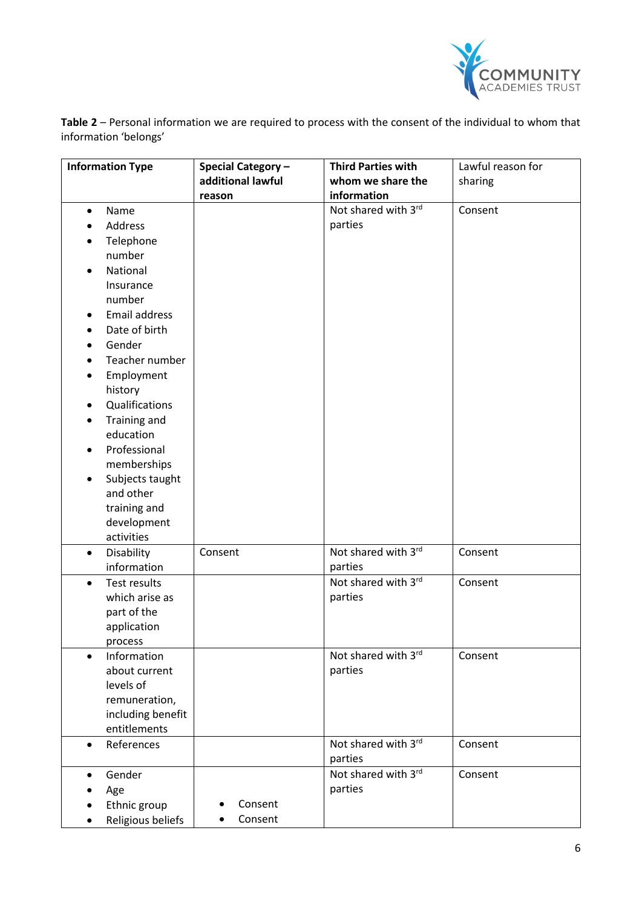**Table 2** – Personal information we are required to process with the consent of the individual to whom that information 'belongs'

| **Information Type** | **Special Category – additional lawful reason** | **Third Parties with whom we share the information** | Lawful reason for sharing |
|---|---|---|---|
| • Name<br>• Address<br>• Telephone number<br>• National Insurance number<br>• Email address<br>• Date of birth<br>• Gender<br>• Teacher number<br>• Employment history<br>• Qualifications<br>• Training and education<br>• Professional memberships<br>• Subjects taught and other training and development activities | | Not shared with 3rd parties | Consent |
| • Disability information | Consent | Not shared with 3rd parties | Consent |
| • Test results which arise as part of the application process | | Not shared with 3rd parties | Consent |
| • Information about current levels of remuneration, including benefit entitlements | | Not shared with 3rd parties | Consent |
| • References | | Not shared with 3rd parties | Consent |
| • Gender<br>• Age<br>• Ethnic group<br>• Religious beliefs | • Consent<br>• Consent | Not shared with 3rd parties | Consent |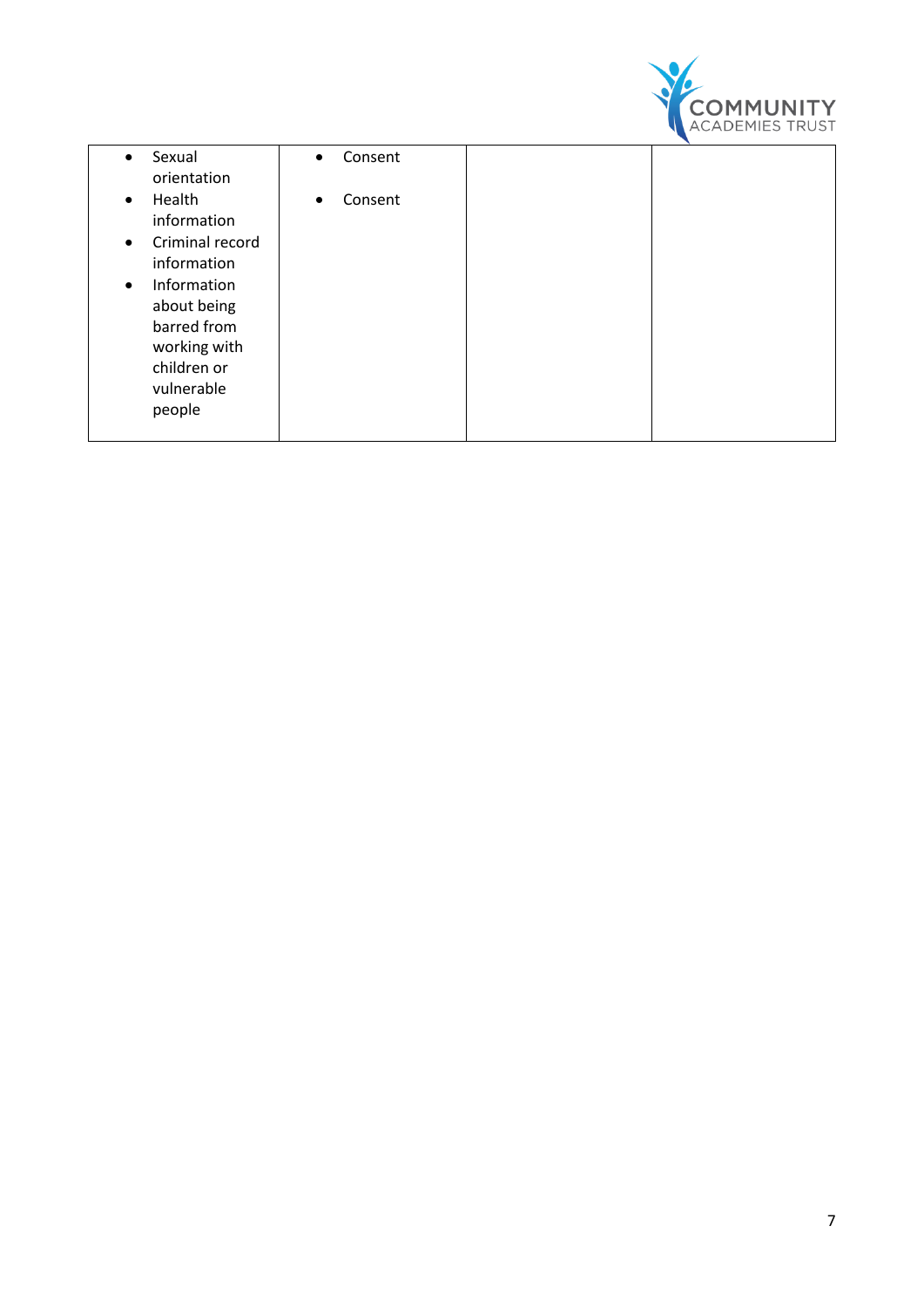| | | | |
|---|---|---|---|
| • Sexual orientation<br>• Health information<br>• Criminal record information<br>• Information about being barred from working with children or vulnerable people | • Consent<br>• Consent | | |